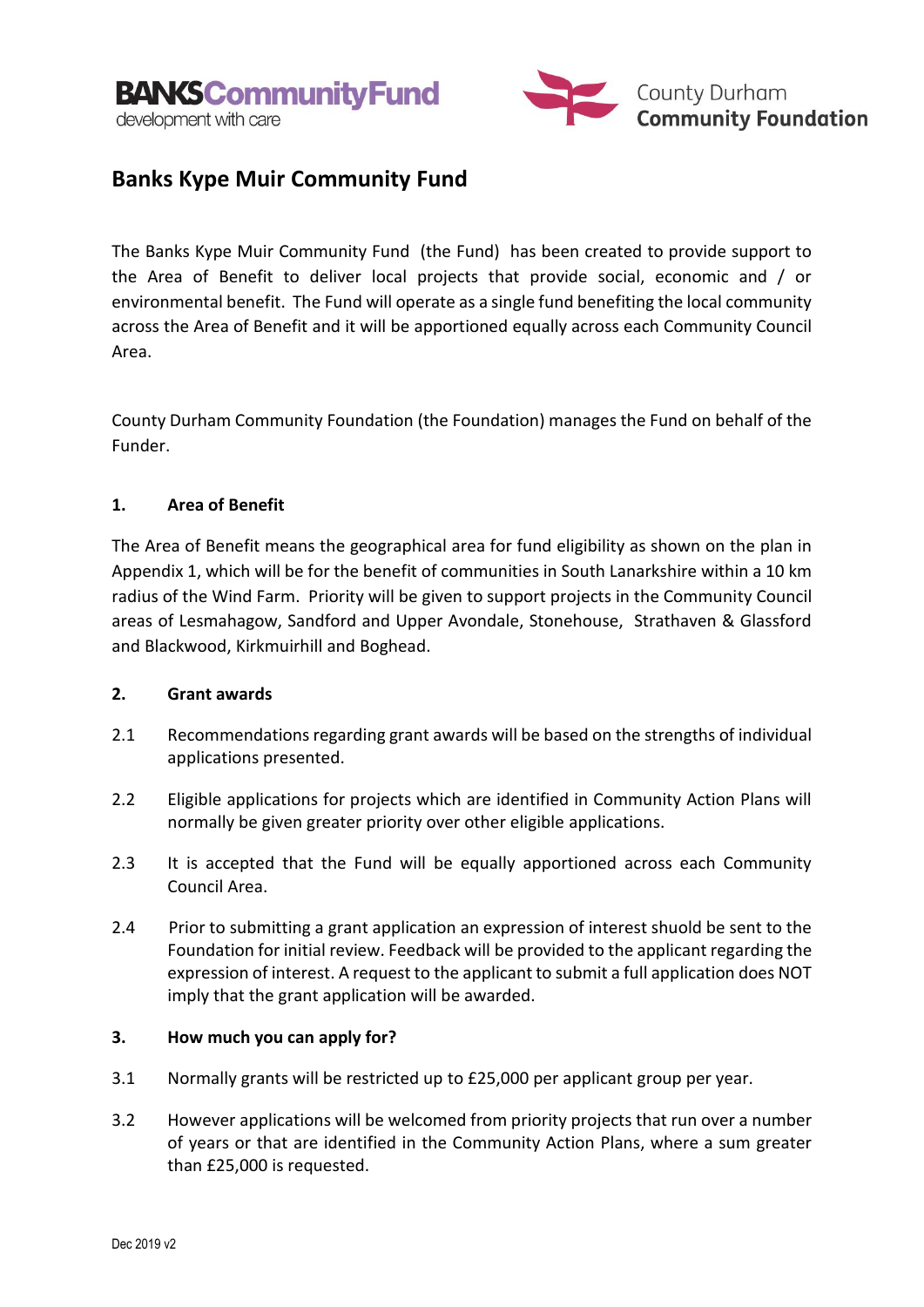**BANKS Community Fund**
development with care

County Durham
**Community Foundation**

# Banks Kype Muir Community Fund

The Banks Kype Muir Community Fund (the Fund) has been created to provide support to the Area of Benefit to deliver local projects that provide social, economic and / or environmental benefit. The Fund will operate as a single fund benefiting the local community across the Area of Benefit and it will be apportioned equally across each Community Council Area.

County Durham Community Foundation (the Foundation) manages the Fund on behalf of the Funder.

## 1. Area of Benefit

The Area of Benefit means the geographical area for fund eligibility as shown on the plan in Appendix 1, which will be for the benefit of communities in South Lanarkshire within a 10 km radius of the Wind Farm. Priority will be given to support projects in the Community Council areas of Lesmahagow, Sandford and Upper Avondale, Stonehouse, Strathaven & Glassford and Blackwood, Kirkmuirhill and Boghead.

## 2. Grant awards

2.1 Recommendations regarding grant awards will be based on the strengths of individual applications presented.

2.2 Eligible applications for projects which are identified in Community Action Plans will normally be given greater priority over other eligible applications.

2.3 It is accepted that the Fund will be equally apportioned across each Community Council Area.

2.4 Prior to submitting a grant application an expression of interest shuold be sent to the Foundation for initial review. Feedback will be provided to the applicant regarding the expression of interest. A request to the applicant to submit a full application does NOT imply that the grant application will be awarded.

## 3. How much you can apply for?

3.1 Normally grants will be restricted up to £25,000 per applicant group per year.

3.2 However applications will be welcomed from priority projects that run over a number of years or that are identified in the Community Action Plans, where a sum greater than £25,000 is requested.

Dec 2019 v2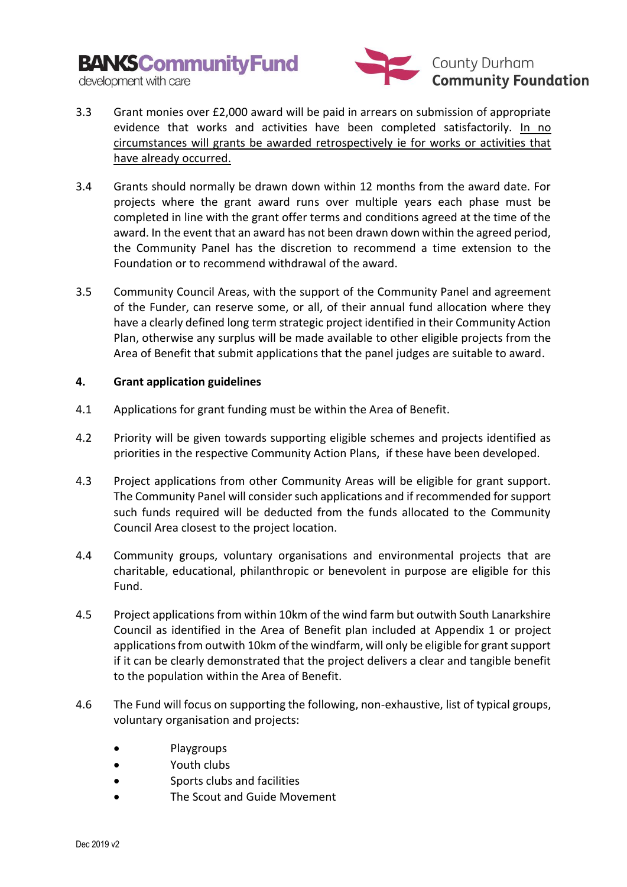3.3 Grant monies over £2,000 award will be paid in arrears on submission of appropriate evidence that works and activities have been completed satisfactorily. <u>In no circumstances will grants be awarded retrospectively ie for works or activities that have already occurred.</u>

3.4 Grants should normally be drawn down within 12 months from the award date. For projects where the grant award runs over multiple years each phase must be completed in line with the grant offer terms and conditions agreed at the time of the award. In the event that an award has not been drawn down within the agreed period, the Community Panel has the discretion to recommend a time extension to the Foundation or to recommend withdrawal of the award.

3.5 Community Council Areas, with the support of the Community Panel and agreement of the Funder, can reserve some, or all, of their annual fund allocation where they have a clearly defined long term strategic project identified in their Community Action Plan, otherwise any surplus will be made available to other eligible projects from the Area of Benefit that submit applications that the panel judges are suitable to award.

## 4. Grant application guidelines

4.1 Applications for grant funding must be within the Area of Benefit.

4.2 Priority will be given towards supporting eligible schemes and projects identified as priorities in the respective Community Action Plans, if these have been developed.

4.3 Project applications from other Community Areas will be eligible for grant support. The Community Panel will consider such applications and if recommended for support such funds required will be deducted from the funds allocated to the Community Council Area closest to the project location.

4.4 Community groups, voluntary organisations and environmental projects that are charitable, educational, philanthropic or benevolent in purpose are eligible for this Fund.

4.5 Project applications from within 10km of the wind farm but outwith South Lanarkshire Council as identified in the Area of Benefit plan included at Appendix 1 or project applications from outwith 10km of the windfarm, will only be eligible for grant support if it can be clearly demonstrated that the project delivers a clear and tangible benefit to the population within the Area of Benefit.

4.6 The Fund will focus on supporting the following, non-exhaustive, list of typical groups, voluntary organisation and projects:

- Playgroups
- Youth clubs
- Sports clubs and facilities
- The Scout and Guide Movement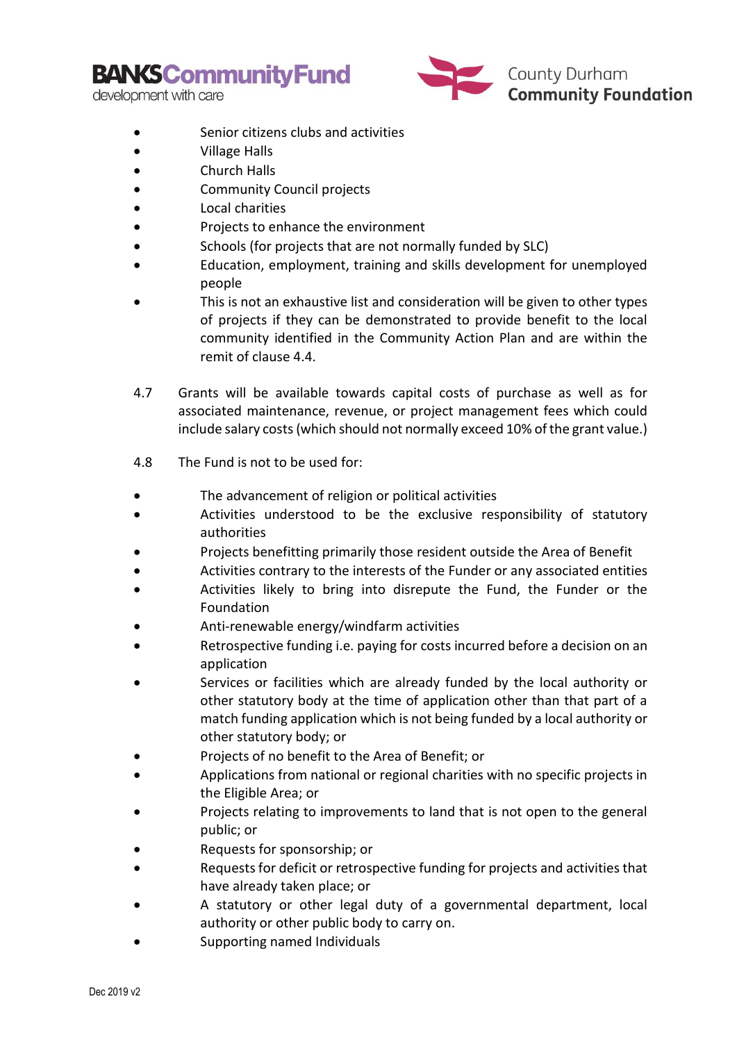- Senior citizens clubs and activities
- Village Halls
- Church Halls
- Community Council projects
- Local charities
- Projects to enhance the environment
- Schools (for projects that are not normally funded by SLC)
- Education, employment, training and skills development for unemployed people
- This is not an exhaustive list and consideration will be given to other types of projects if they can be demonstrated to provide benefit to the local community identified in the Community Action Plan and are within the remit of clause 4.4.

4.7 Grants will be available towards capital costs of purchase as well as for associated maintenance, revenue, or project management fees which could include salary costs (which should not normally exceed 10% of the grant value.)

4.8 The Fund is not to be used for:

- The advancement of religion or political activities
- Activities understood to be the exclusive responsibility of statutory authorities
- Projects benefitting primarily those resident outside the Area of Benefit
- Activities contrary to the interests of the Funder or any associated entities
- Activities likely to bring into disrepute the Fund, the Funder or the Foundation
- Anti-renewable energy/windfarm activities
- Retrospective funding i.e. paying for costs incurred before a decision on an application
- Services or facilities which are already funded by the local authority or other statutory body at the time of application other than that part of a match funding application which is not being funded by a local authority or other statutory body; or
- Projects of no benefit to the Area of Benefit; or
- Applications from national or regional charities with no specific projects in the Eligible Area; or
- Projects relating to improvements to land that is not open to the general public; or
- Requests for sponsorship; or
- Requests for deficit or retrospective funding for projects and activities that have already taken place; or
- A statutory or other legal duty of a governmental department, local authority or other public body to carry on.
- Supporting named Individuals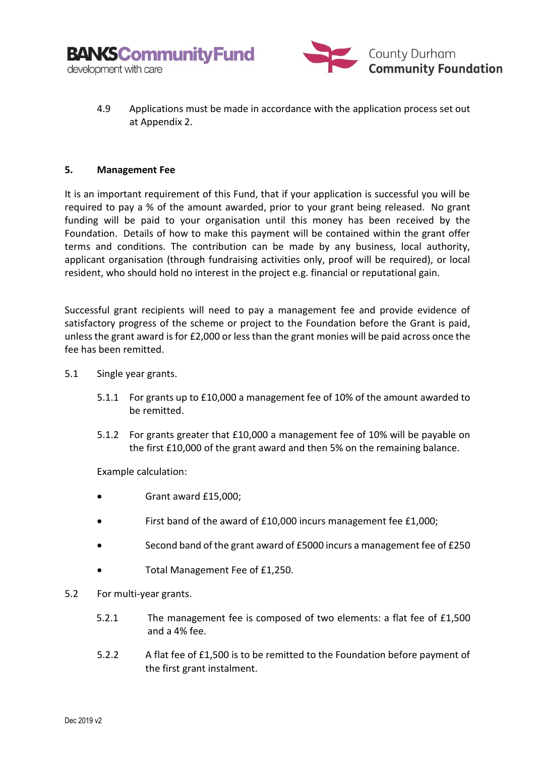4.9 Applications must be made in accordance with the application process set out at Appendix 2.

## 5. Management Fee

It is an important requirement of this Fund, that if your application is successful you will be required to pay a % of the amount awarded, prior to your grant being released. No grant funding will be paid to your organisation until this money has been received by the Foundation. Details of how to make this payment will be contained within the grant offer terms and conditions. The contribution can be made by any business, local authority, applicant organisation (through fundraising activities only, proof will be required), or local resident, who should hold no interest in the project e.g. financial or reputational gain.

Successful grant recipients will need to pay a management fee and provide evidence of satisfactory progress of the scheme or project to the Foundation before the Grant is paid, unless the grant award is for £2,000 or less than the grant monies will be paid across once the fee has been remitted.

5.1 Single year grants.

5.1.1 For grants up to £10,000 a management fee of 10% of the amount awarded to be remitted.

5.1.2 For grants greater that £10,000 a management fee of 10% will be payable on the first £10,000 of the grant award and then 5% on the remaining balance.

Example calculation:

- Grant award £15,000;
- First band of the award of £10,000 incurs management fee £1,000;
- Second band of the grant award of £5000 incurs a management fee of £250
- Total Management Fee of £1,250.

5.2 For multi-year grants.

5.2.1 The management fee is composed of two elements: a flat fee of £1,500 and a 4% fee.

5.2.2 A flat fee of £1,500 is to be remitted to the Foundation before payment of the first grant instalment.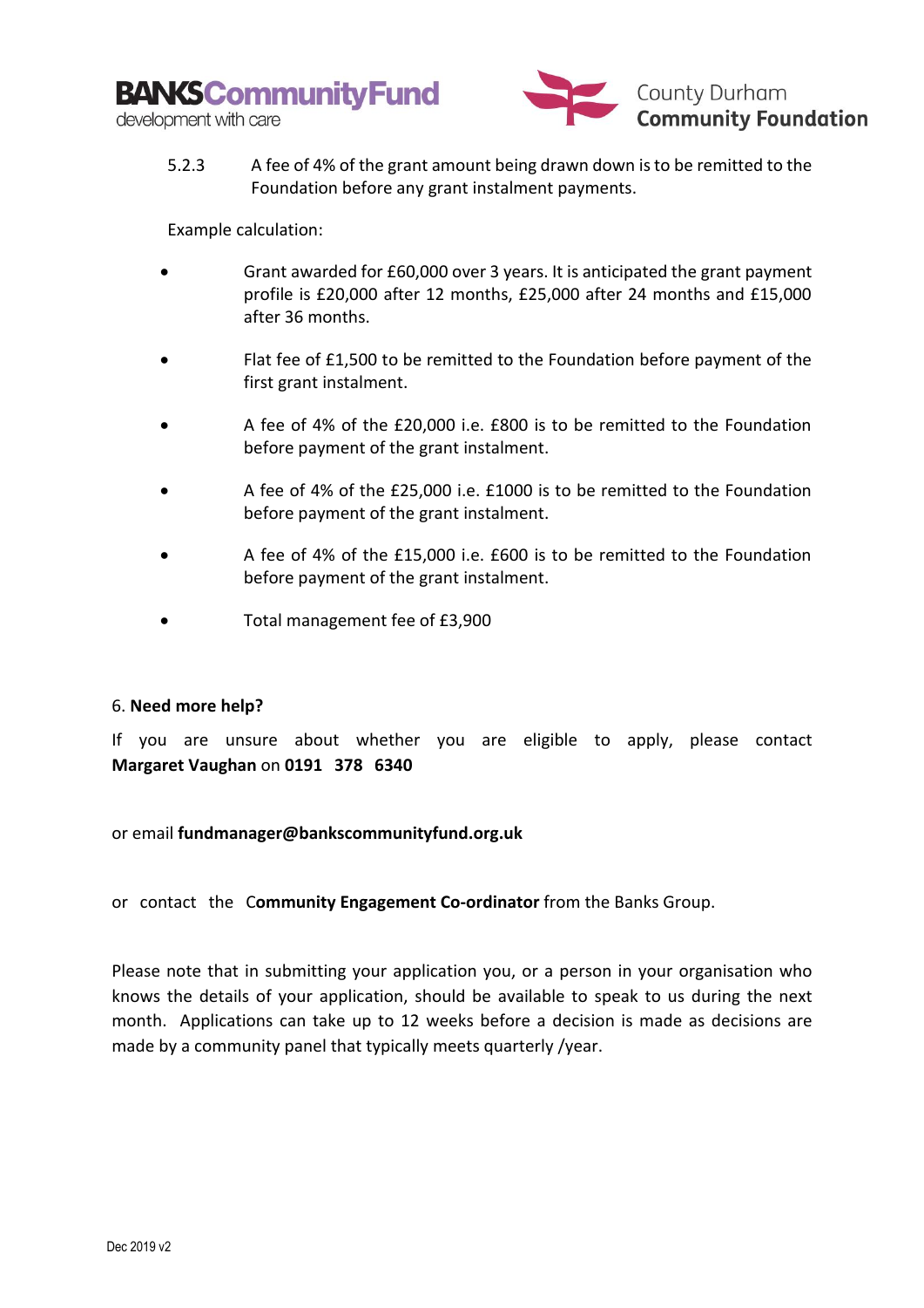5.2.3 A fee of 4% of the grant amount being drawn down is to be remitted to the Foundation before any grant instalment payments.

Example calculation:

- Grant awarded for £60,000 over 3 years. It is anticipated the grant payment profile is £20,000 after 12 months, £25,000 after 24 months and £15,000 after 36 months.
- Flat fee of £1,500 to be remitted to the Foundation before payment of the first grant instalment.
- A fee of 4% of the £20,000 i.e. £800 is to be remitted to the Foundation before payment of the grant instalment.
- A fee of 4% of the £25,000 i.e. £1000 is to be remitted to the Foundation before payment of the grant instalment.
- A fee of 4% of the £15,000 i.e. £600 is to be remitted to the Foundation before payment of the grant instalment.
- Total management fee of £3,900

## 6. Need more help?

If you are unsure about whether you are eligible to apply, please contact **Margaret Vaughan** on **0191 378 6340**

or email **fundmanager@bankscommunityfund.org.uk**

or contact the **Community Engagement Co-ordinator** from the Banks Group.

Please note that in submitting your application you, or a person in your organisation who knows the details of your application, should be available to speak to us during the next month. Applications can take up to 12 weeks before a decision is made as decisions are made by a community panel that typically meets quarterly /year.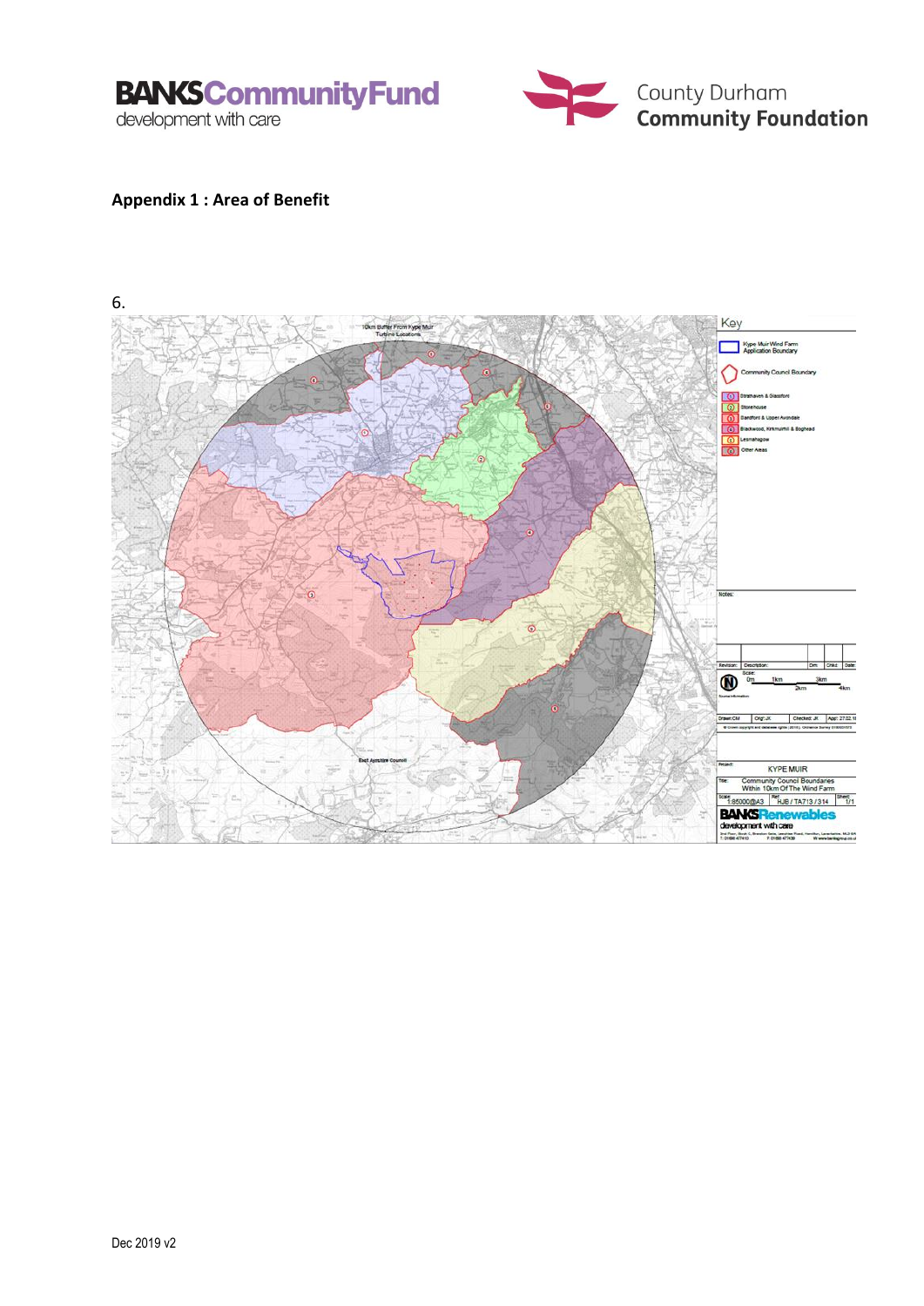**Appendix 1 : Area of Benefit**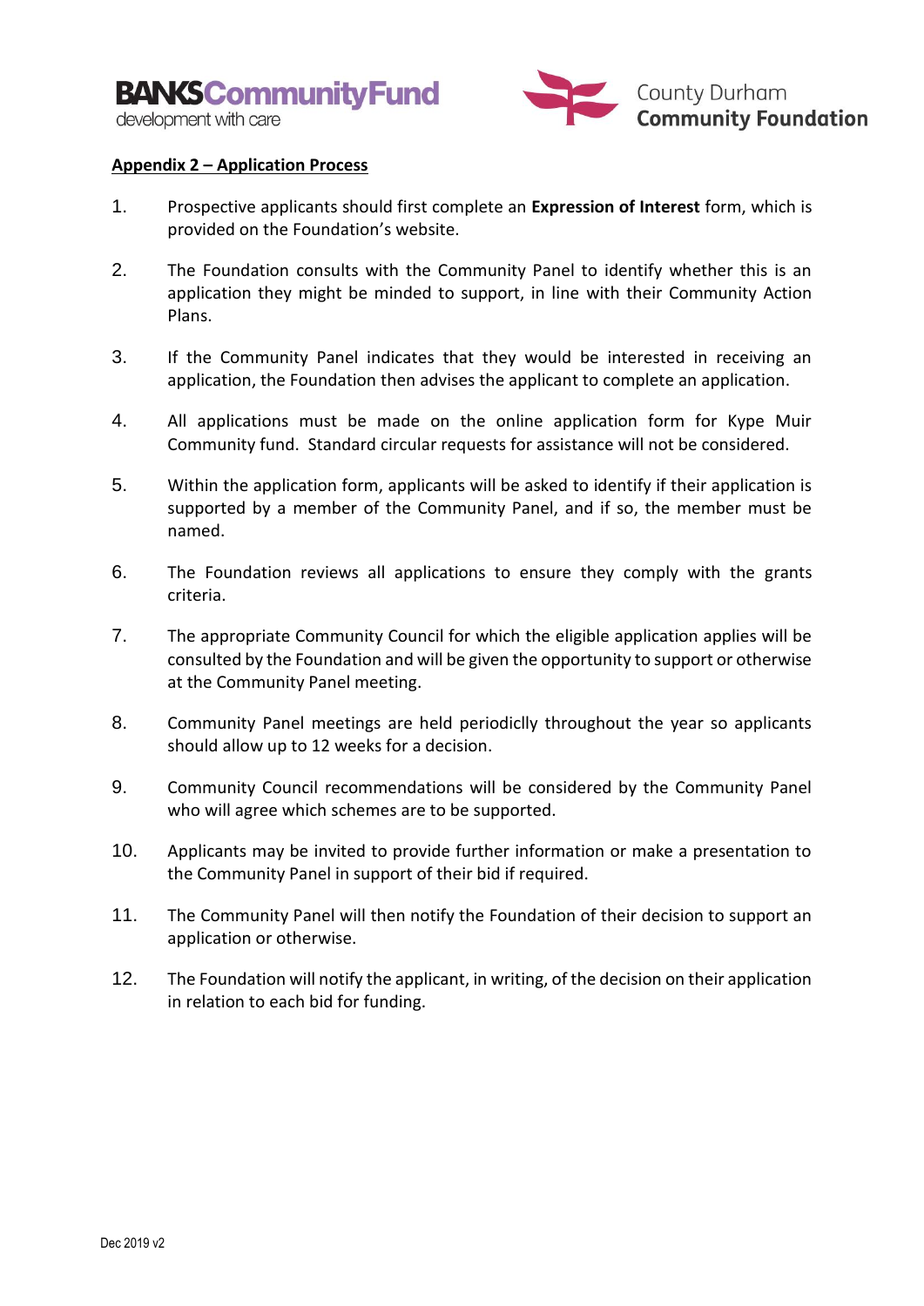**BANKSCommunityFund**
development with care

County Durham **Community Foundation**

## Appendix 2 – Application Process

1. Prospective applicants should first complete an **Expression of Interest** form, which is provided on the Foundation's website.

2. The Foundation consults with the Community Panel to identify whether this is an application they might be minded to support, in line with their Community Action Plans.

3. If the Community Panel indicates that they would be interested in receiving an application, the Foundation then advises the applicant to complete an application.

4. All applications must be made on the online application form for Kype Muir Community fund. Standard circular requests for assistance will not be considered.

5. Within the application form, applicants will be asked to identify if their application is supported by a member of the Community Panel, and if so, the member must be named.

6. The Foundation reviews all applications to ensure they comply with the grants criteria.

7. The appropriate Community Council for which the eligible application applies will be consulted by the Foundation and will be given the opportunity to support or otherwise at the Community Panel meeting.

8. Community Panel meetings are held periodiclly throughout the year so applicants should allow up to 12 weeks for a decision.

9. Community Council recommendations will be considered by the Community Panel who will agree which schemes are to be supported.

10. Applicants may be invited to provide further information or make a presentation to the Community Panel in support of their bid if required.

11. The Community Panel will then notify the Foundation of their decision to support an application or otherwise.

12. The Foundation will notify the applicant, in writing, of the decision on their application in relation to each bid for funding.

Dec 2019 v2